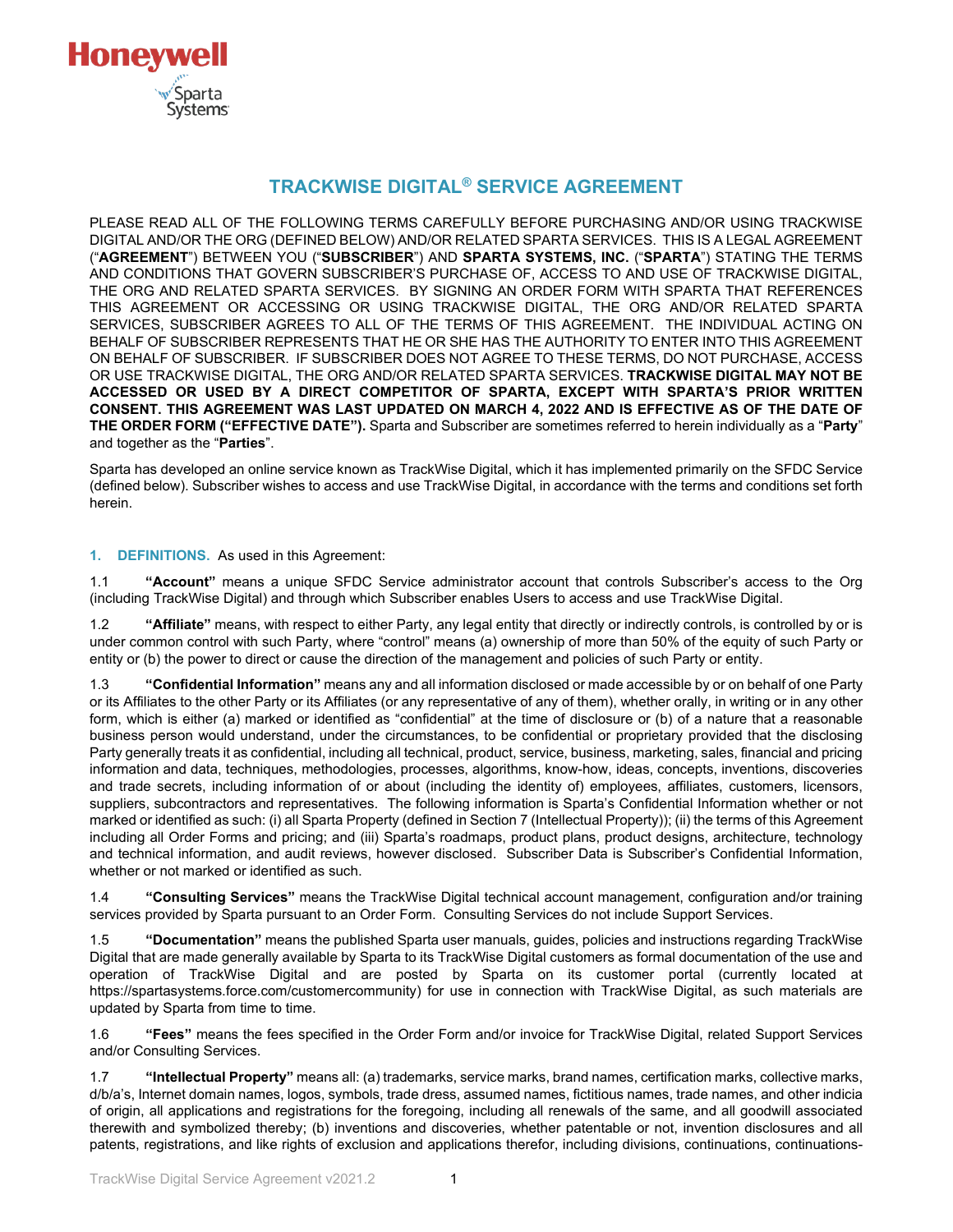Honeywell

Sparta Systems

# TRACKWISE DIGITAL® SERVICE AGREEMENT

PLEASE READ ALL OF THE FOLLOWING TERMS CAREFULLY BEFORE PURCHASING AND/OR USING TRACKWISE DIGITAL AND/OR THE ORG (DEFINED BELOW) AND/OR RELATED SPARTA SERVICES. THIS IS A LEGAL AGREEMENT ("**AGREEMENT**") BETWEEN YOU ("**SUBSCRIBER**") AND **SPARTA SYSTEMS, INC.** ("**SPARTA**") STATING THE TERMS AND CONDITIONS THAT GOVERN SUBSCRIBER'S PURCHASE OF, ACCESS TO AND USE OF TRACKWISE DIGITAL, THE ORG AND RELATED SPARTA SERVICES. BY SIGNING AN ORDER FORM WITH SPARTA THAT REFERENCES THIS AGREEMENT OR ACCESSING OR USING TRACKWISE DIGITAL, THE ORG AND/OR RELATED SPARTA SERVICES, SUBSCRIBER AGREES TO ALL OF THE TERMS OF THIS AGREEMENT. THE INDIVIDUAL ACTING ON BEHALF OF SUBSCRIBER REPRESENTS THAT HE OR SHE HAS THE AUTHORITY TO ENTER INTO THIS AGREEMENT ON BEHALF OF SUBSCRIBER. IF SUBSCRIBER DOES NOT AGREE TO THESE TERMS, DO NOT PURCHASE, ACCESS OR USE TRACKWISE DIGITAL, THE ORG AND/OR RELATED SPARTA SERVICES. **TRACKWISE DIGITAL MAY NOT BE ACCESSED OR USED BY A DIRECT COMPETITOR OF SPARTA, EXCEPT WITH SPARTA'S PRIOR WRITTEN CONSENT. THIS AGREEMENT WAS LAST UPDATED ON MARCH 4, 2022 AND IS EFFECTIVE AS OF THE DATE OF THE ORDER FORM ("EFFECTIVE DATE").** Sparta and Subscriber are sometimes referred to herein individually as a "**Party**" and together as the "**Parties**".

Sparta has developed an online service known as TrackWise Digital, which it has implemented primarily on the SFDC Service (defined below). Subscriber wishes to access and use TrackWise Digital, in accordance with the terms and conditions set forth herein.

## 1. DEFINITIONS. As used in this Agreement:

1.1 **"Account"** means a unique SFDC Service administrator account that controls Subscriber's access to the Org (including TrackWise Digital) and through which Subscriber enables Users to access and use TrackWise Digital.

1.2 **"Affiliate"** means, with respect to either Party, any legal entity that directly or indirectly controls, is controlled by or is under common control with such Party, where "control" means (a) ownership of more than 50% of the equity of such Party or entity or (b) the power to direct or cause the direction of the management and policies of such Party or entity.

1.3 **"Confidential Information"** means any and all information disclosed or made accessible by or on behalf of one Party or its Affiliates to the other Party or its Affiliates (or any representative of any of them), whether orally, in writing or in any other form, which is either (a) marked or identified as "confidential" at the time of disclosure or (b) of a nature that a reasonable business person would understand, under the circumstances, to be confidential or proprietary provided that the disclosing Party generally treats it as confidential, including all technical, product, service, business, marketing, sales, financial and pricing information and data, techniques, methodologies, processes, algorithms, know-how, ideas, concepts, inventions, discoveries and trade secrets, including information of or about (including the identity of) employees, affiliates, customers, licensors, suppliers, subcontractors and representatives. The following information is Sparta's Confidential Information whether or not marked or identified as such: (i) all Sparta Property (defined in Section 7 (Intellectual Property)); (ii) the terms of this Agreement including all Order Forms and pricing; and (iii) Sparta's roadmaps, product plans, product designs, architecture, technology and technical information, and audit reviews, however disclosed. Subscriber Data is Subscriber's Confidential Information, whether or not marked or identified as such.

1.4 **"Consulting Services"** means the TrackWise Digital technical account management, configuration and/or training services provided by Sparta pursuant to an Order Form. Consulting Services do not include Support Services.

1.5 **"Documentation"** means the published Sparta user manuals, guides, policies and instructions regarding TrackWise Digital that are made generally available by Sparta to its TrackWise Digital customers as formal documentation of the use and operation of TrackWise Digital and are posted by Sparta on its customer portal (currently located at https://spartasystems.force.com/customercommunity) for use in connection with TrackWise Digital, as such materials are updated by Sparta from time to time.

1.6 **"Fees"** means the fees specified in the Order Form and/or invoice for TrackWise Digital, related Support Services and/or Consulting Services.

1.7 **"Intellectual Property"** means all: (a) trademarks, service marks, brand names, certification marks, collective marks, d/b/a's, Internet domain names, logos, symbols, trade dress, assumed names, fictitious names, trade names, and other indicia of origin, all applications and registrations for the foregoing, including all renewals of the same, and all goodwill associated therewith and symbolized thereby; (b) inventions and discoveries, whether patentable or not, invention disclosures and all patents, registrations, and like rights of exclusion and applications therefor, including divisions, continuations, continuations-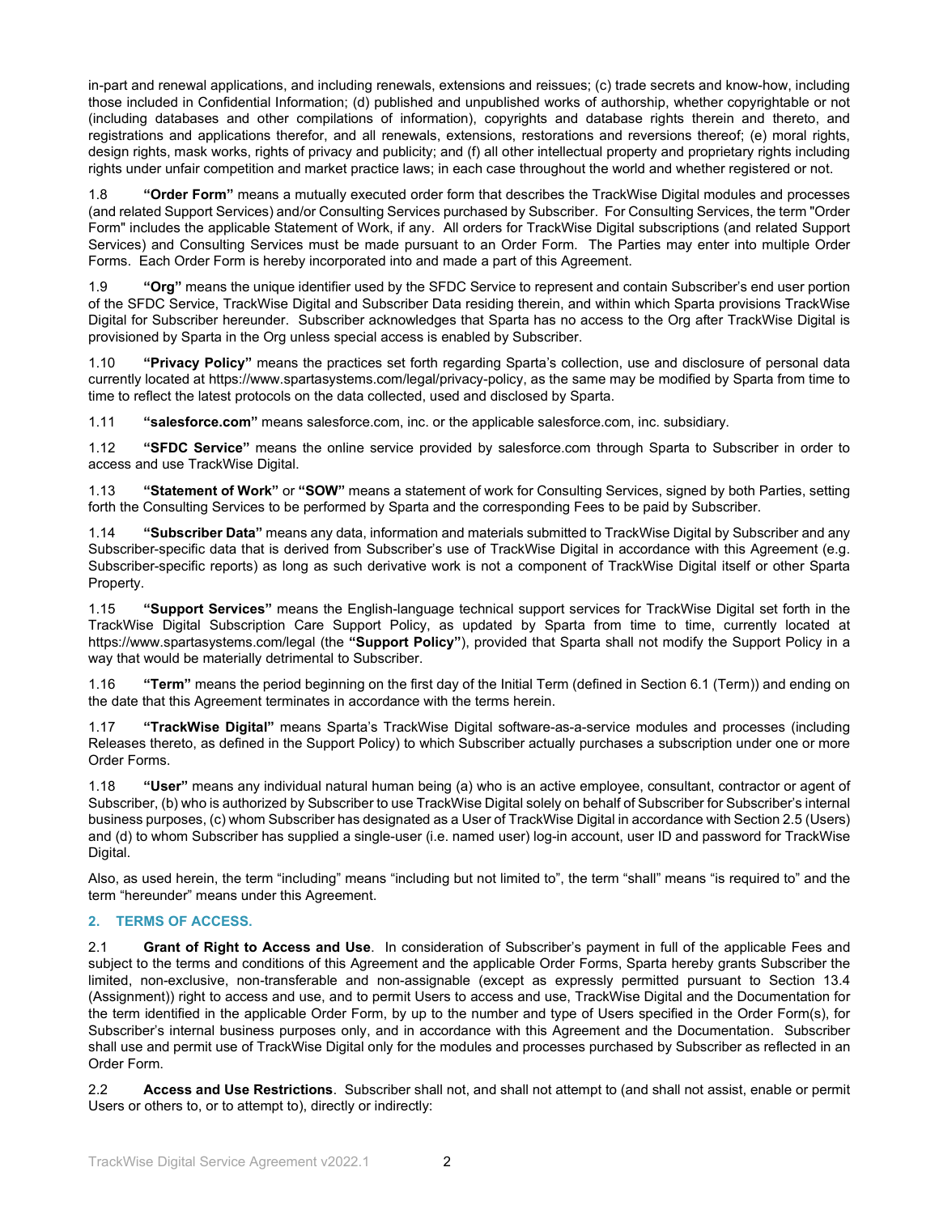in-part and renewal applications, and including renewals, extensions and reissues; (c) trade secrets and know-how, including those included in Confidential Information; (d) published and unpublished works of authorship, whether copyrightable or not (including databases and other compilations of information), copyrights and database rights therein and thereto, and registrations and applications therefor, and all renewals, extensions, restorations and reversions thereof; (e) moral rights, design rights, mask works, rights of privacy and publicity; and (f) all other intellectual property and proprietary rights including rights under unfair competition and market practice laws; in each case throughout the world and whether registered or not.

1.8 **"Order Form"** means a mutually executed order form that describes the TrackWise Digital modules and processes (and related Support Services) and/or Consulting Services purchased by Subscriber. For Consulting Services, the term "Order Form" includes the applicable Statement of Work, if any. All orders for TrackWise Digital subscriptions (and related Support Services) and Consulting Services must be made pursuant to an Order Form. The Parties may enter into multiple Order Forms. Each Order Form is hereby incorporated into and made a part of this Agreement.

1.9 **"Org"** means the unique identifier used by the SFDC Service to represent and contain Subscriber's end user portion of the SFDC Service, TrackWise Digital and Subscriber Data residing therein, and within which Sparta provisions TrackWise Digital for Subscriber hereunder. Subscriber acknowledges that Sparta has no access to the Org after TrackWise Digital is provisioned by Sparta in the Org unless special access is enabled by Subscriber.

1.10 **"Privacy Policy"** means the practices set forth regarding Sparta's collection, use and disclosure of personal data currently located at https://www.spartasystems.com/legal/privacy-policy, as the same may be modified by Sparta from time to time to reflect the latest protocols on the data collected, used and disclosed by Sparta.

1.11 **"salesforce.com"** means salesforce.com, inc. or the applicable salesforce.com, inc. subsidiary.

1.12 **"SFDC Service"** means the online service provided by salesforce.com through Sparta to Subscriber in order to access and use TrackWise Digital.

1.13 **"Statement of Work"** or **"SOW"** means a statement of work for Consulting Services, signed by both Parties, setting forth the Consulting Services to be performed by Sparta and the corresponding Fees to be paid by Subscriber.

1.14 **"Subscriber Data"** means any data, information and materials submitted to TrackWise Digital by Subscriber and any Subscriber-specific data that is derived from Subscriber's use of TrackWise Digital in accordance with this Agreement (e.g. Subscriber-specific reports) as long as such derivative work is not a component of TrackWise Digital itself or other Sparta Property.

1.15 **"Support Services"** means the English-language technical support services for TrackWise Digital set forth in the TrackWise Digital Subscription Care Support Policy, as updated by Sparta from time to time, currently located at https://www.spartasystems.com/legal (the **"Support Policy"**), provided that Sparta shall not modify the Support Policy in a way that would be materially detrimental to Subscriber.

1.16 **"Term"** means the period beginning on the first day of the Initial Term (defined in Section 6.1 (Term)) and ending on the date that this Agreement terminates in accordance with the terms herein.

1.17 **"TrackWise Digital"** means Sparta's TrackWise Digital software-as-a-service modules and processes (including Releases thereto, as defined in the Support Policy) to which Subscriber actually purchases a subscription under one or more Order Forms.

1.18 **"User"** means any individual natural human being (a) who is an active employee, consultant, contractor or agent of Subscriber, (b) who is authorized by Subscriber to use TrackWise Digital solely on behalf of Subscriber for Subscriber's internal business purposes, (c) whom Subscriber has designated as a User of TrackWise Digital in accordance with Section 2.5 (Users) and (d) to whom Subscriber has supplied a single-user (i.e. named user) log-in account, user ID and password for TrackWise Digital.

Also, as used herein, the term "including" means "including but not limited to", the term "shall" means "is required to" and the term "hereunder" means under this Agreement.

## 2. TERMS OF ACCESS.

2.1 **Grant of Right to Access and Use**. In consideration of Subscriber's payment in full of the applicable Fees and subject to the terms and conditions of this Agreement and the applicable Order Forms, Sparta hereby grants Subscriber the limited, non-exclusive, non-transferable and non-assignable (except as expressly permitted pursuant to Section 13.4 (Assignment)) right to access and use, and to permit Users to access and use, TrackWise Digital and the Documentation for the term identified in the applicable Order Form, by up to the number and type of Users specified in the Order Form(s), for Subscriber's internal business purposes only, and in accordance with this Agreement and the Documentation. Subscriber shall use and permit use of TrackWise Digital only for the modules and processes purchased by Subscriber as reflected in an Order Form.

2.2 **Access and Use Restrictions**. Subscriber shall not, and shall not attempt to (and shall not assist, enable or permit Users or others to, or to attempt to), directly or indirectly: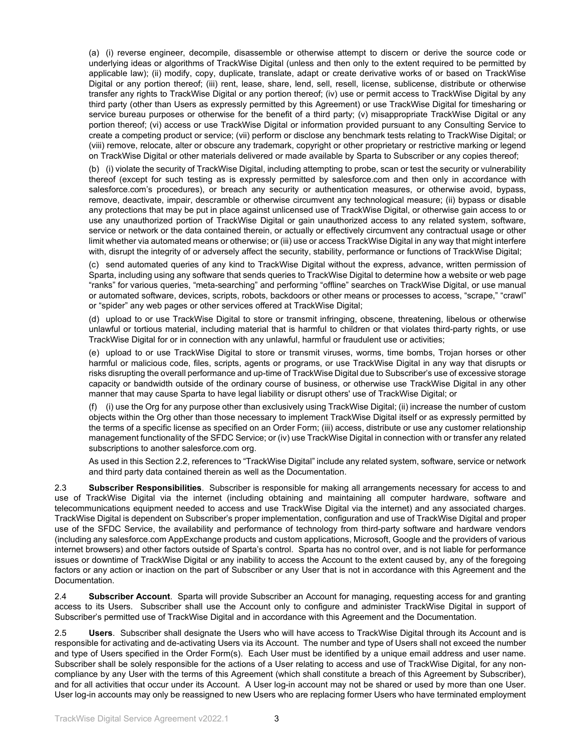(a) (i) reverse engineer, decompile, disassemble or otherwise attempt to discern or derive the source code or underlying ideas or algorithms of TrackWise Digital (unless and then only to the extent required to be permitted by applicable law); (ii) modify, copy, duplicate, translate, adapt or create derivative works of or based on TrackWise Digital or any portion thereof; (iii) rent, lease, share, lend, sell, resell, license, sublicense, distribute or otherwise transfer any rights to TrackWise Digital or any portion thereof; (iv) use or permit access to TrackWise Digital by any third party (other than Users as expressly permitted by this Agreement) or use TrackWise Digital for timesharing or service bureau purposes or otherwise for the benefit of a third party; (v) misappropriate TrackWise Digital or any portion thereof; (vi) access or use TrackWise Digital or information provided pursuant to any Consulting Service to create a competing product or service; (vii) perform or disclose any benchmark tests relating to TrackWise Digital; or (viii) remove, relocate, alter or obscure any trademark, copyright or other proprietary or restrictive marking or legend on TrackWise Digital or other materials delivered or made available by Sparta to Subscriber or any copies thereof;

(b) (i) violate the security of TrackWise Digital, including attempting to probe, scan or test the security or vulnerability thereof (except for such testing as is expressly permitted by salesforce.com and then only in accordance with salesforce.com's procedures), or breach any security or authentication measures, or otherwise avoid, bypass, remove, deactivate, impair, descramble or otherwise circumvent any technological measure; (ii) bypass or disable any protections that may be put in place against unlicensed use of TrackWise Digital, or otherwise gain access to or use any unauthorized portion of TrackWise Digital or gain unauthorized access to any related system, software, service or network or the data contained therein, or actually or effectively circumvent any contractual usage or other limit whether via automated means or otherwise; or (iii) use or access TrackWise Digital in any way that might interfere with, disrupt the integrity of or adversely affect the security, stability, performance or functions of TrackWise Digital;

(c) send automated queries of any kind to TrackWise Digital without the express, advance, written permission of Sparta, including using any software that sends queries to TrackWise Digital to determine how a website or web page "ranks" for various queries, "meta-searching" and performing "offline" searches on TrackWise Digital, or use manual or automated software, devices, scripts, robots, backdoors or other means or processes to access, "scrape," "crawl" or "spider" any web pages or other services offered at TrackWise Digital;

(d) upload to or use TrackWise Digital to store or transmit infringing, obscene, threatening, libelous or otherwise unlawful or tortious material, including material that is harmful to children or that violates third-party rights, or use TrackWise Digital for or in connection with any unlawful, harmful or fraudulent use or activities;

(e) upload to or use TrackWise Digital to store or transmit viruses, worms, time bombs, Trojan horses or other harmful or malicious code, files, scripts, agents or programs, or use TrackWise Digital in any way that disrupts or risks disrupting the overall performance and up-time of TrackWise Digital due to Subscriber's use of excessive storage capacity or bandwidth outside of the ordinary course of business, or otherwise use TrackWise Digital in any other manner that may cause Sparta to have legal liability or disrupt others' use of TrackWise Digital; or

(f) (i) use the Org for any purpose other than exclusively using TrackWise Digital; (ii) increase the number of custom objects within the Org other than those necessary to implement TrackWise Digital itself or as expressly permitted by the terms of a specific license as specified on an Order Form; (iii) access, distribute or use any customer relationship management functionality of the SFDC Service; or (iv) use TrackWise Digital in connection with or transfer any related subscriptions to another salesforce.com org.

As used in this Section 2.2, references to "TrackWise Digital" include any related system, software, service or network and third party data contained therein as well as the Documentation.

2.3 **Subscriber Responsibilities**. Subscriber is responsible for making all arrangements necessary for access to and use of TrackWise Digital via the internet (including obtaining and maintaining all computer hardware, software and telecommunications equipment needed to access and use TrackWise Digital via the internet) and any associated charges. TrackWise Digital is dependent on Subscriber's proper implementation, configuration and use of TrackWise Digital and proper use of the SFDC Service, the availability and performance of technology from third-party software and hardware vendors (including any salesforce.com AppExchange products and custom applications, Microsoft, Google and the providers of various internet browsers) and other factors outside of Sparta's control. Sparta has no control over, and is not liable for performance issues or downtime of TrackWise Digital or any inability to access the Account to the extent caused by, any of the foregoing factors or any action or inaction on the part of Subscriber or any User that is not in accordance with this Agreement and the Documentation.

2.4 **Subscriber Account**. Sparta will provide Subscriber an Account for managing, requesting access for and granting access to its Users. Subscriber shall use the Account only to configure and administer TrackWise Digital in support of Subscriber's permitted use of TrackWise Digital and in accordance with this Agreement and the Documentation.

2.5 **Users**. Subscriber shall designate the Users who will have access to TrackWise Digital through its Account and is responsible for activating and de-activating Users via its Account. The number and type of Users shall not exceed the number and type of Users specified in the Order Form(s). Each User must be identified by a unique email address and user name. Subscriber shall be solely responsible for the actions of a User relating to access and use of TrackWise Digital, for any non-compliance by any User with the terms of this Agreement (which shall constitute a breach of this Agreement by Subscriber), and for all activities that occur under its Account. A User log-in account may not be shared or used by more than one User. User log-in accounts may only be reassigned to new Users who are replacing former Users who have terminated employment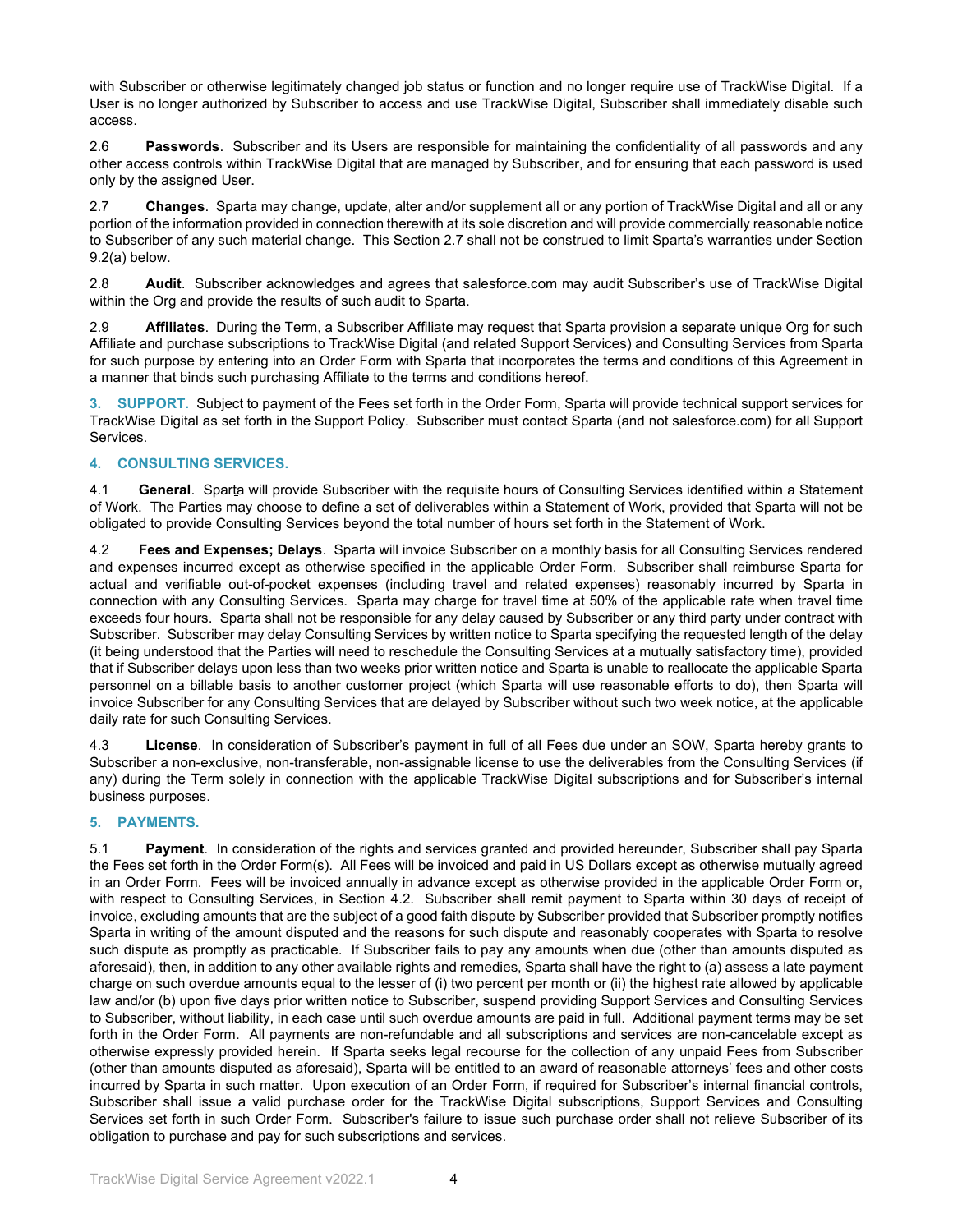with Subscriber or otherwise legitimately changed job status or function and no longer require use of TrackWise Digital. If a User is no longer authorized by Subscriber to access and use TrackWise Digital, Subscriber shall immediately disable such access.

2.6 **Passwords**. Subscriber and its Users are responsible for maintaining the confidentiality of all passwords and any other access controls within TrackWise Digital that are managed by Subscriber, and for ensuring that each password is used only by the assigned User.

2.7 **Changes**. Sparta may change, update, alter and/or supplement all or any portion of TrackWise Digital and all or any portion of the information provided in connection therewith at its sole discretion and will provide commercially reasonable notice to Subscriber of any such material change. This Section 2.7 shall not be construed to limit Sparta's warranties under Section 9.2(a) below.

2.8 **Audit**. Subscriber acknowledges and agrees that salesforce.com may audit Subscriber's use of TrackWise Digital within the Org and provide the results of such audit to Sparta.

2.9 **Affiliates**. During the Term, a Subscriber Affiliate may request that Sparta provision a separate unique Org for such Affiliate and purchase subscriptions to TrackWise Digital (and related Support Services) and Consulting Services from Sparta for such purpose by entering into an Order Form with Sparta that incorporates the terms and conditions of this Agreement in a manner that binds such purchasing Affiliate to the terms and conditions hereof.

**3. SUPPORT.** Subject to payment of the Fees set forth in the Order Form, Sparta will provide technical support services for TrackWise Digital as set forth in the Support Policy. Subscriber must contact Sparta (and not salesforce.com) for all Support Services.

## 4. CONSULTING SERVICES.

4.1 **General**. Sparta will provide Subscriber with the requisite hours of Consulting Services identified within a Statement of Work. The Parties may choose to define a set of deliverables within a Statement of Work, provided that Sparta will not be obligated to provide Consulting Services beyond the total number of hours set forth in the Statement of Work.

4.2 **Fees and Expenses; Delays**. Sparta will invoice Subscriber on a monthly basis for all Consulting Services rendered and expenses incurred except as otherwise specified in the applicable Order Form. Subscriber shall reimburse Sparta for actual and verifiable out-of-pocket expenses (including travel and related expenses) reasonably incurred by Sparta in connection with any Consulting Services. Sparta may charge for travel time at 50% of the applicable rate when travel time exceeds four hours. Sparta shall not be responsible for any delay caused by Subscriber or any third party under contract with Subscriber. Subscriber may delay Consulting Services by written notice to Sparta specifying the requested length of the delay (it being understood that the Parties will need to reschedule the Consulting Services at a mutually satisfactory time), provided that if Subscriber delays upon less than two weeks prior written notice and Sparta is unable to reallocate the applicable Sparta personnel on a billable basis to another customer project (which Sparta will use reasonable efforts to do), then Sparta will invoice Subscriber for any Consulting Services that are delayed by Subscriber without such two week notice, at the applicable daily rate for such Consulting Services.

4.3 **License**. In consideration of Subscriber's payment in full of all Fees due under an SOW, Sparta hereby grants to Subscriber a non-exclusive, non-transferable, non-assignable license to use the deliverables from the Consulting Services (if any) during the Term solely in connection with the applicable TrackWise Digital subscriptions and for Subscriber's internal business purposes.

## 5. PAYMENTS.

5.1 **Payment**. In consideration of the rights and services granted and provided hereunder, Subscriber shall pay Sparta the Fees set forth in the Order Form(s). All Fees will be invoiced and paid in US Dollars except as otherwise mutually agreed in an Order Form. Fees will be invoiced annually in advance except as otherwise provided in the applicable Order Form or, with respect to Consulting Services, in Section 4.2. Subscriber shall remit payment to Sparta within 30 days of receipt of invoice, excluding amounts that are the subject of a good faith dispute by Subscriber provided that Subscriber promptly notifies Sparta in writing of the amount disputed and the reasons for such dispute and reasonably cooperates with Sparta to resolve such dispute as promptly as practicable. If Subscriber fails to pay any amounts when due (other than amounts disputed as aforesaid), then, in addition to any other available rights and remedies, Sparta shall have the right to (a) assess a late payment charge on such overdue amounts equal to the lesser of (i) two percent per month or (ii) the highest rate allowed by applicable law and/or (b) upon five days prior written notice to Subscriber, suspend providing Support Services and Consulting Services to Subscriber, without liability, in each case until such overdue amounts are paid in full. Additional payment terms may be set forth in the Order Form. All payments are non-refundable and all subscriptions and services are non-cancelable except as otherwise expressly provided herein. If Sparta seeks legal recourse for the collection of any unpaid Fees from Subscriber (other than amounts disputed as aforesaid), Sparta will be entitled to an award of reasonable attorneys' fees and other costs incurred by Sparta in such matter. Upon execution of an Order Form, if required for Subscriber's internal financial controls, Subscriber shall issue a valid purchase order for the TrackWise Digital subscriptions, Support Services and Consulting Services set forth in such Order Form. Subscriber's failure to issue such purchase order shall not relieve Subscriber of its obligation to purchase and pay for such subscriptions and services.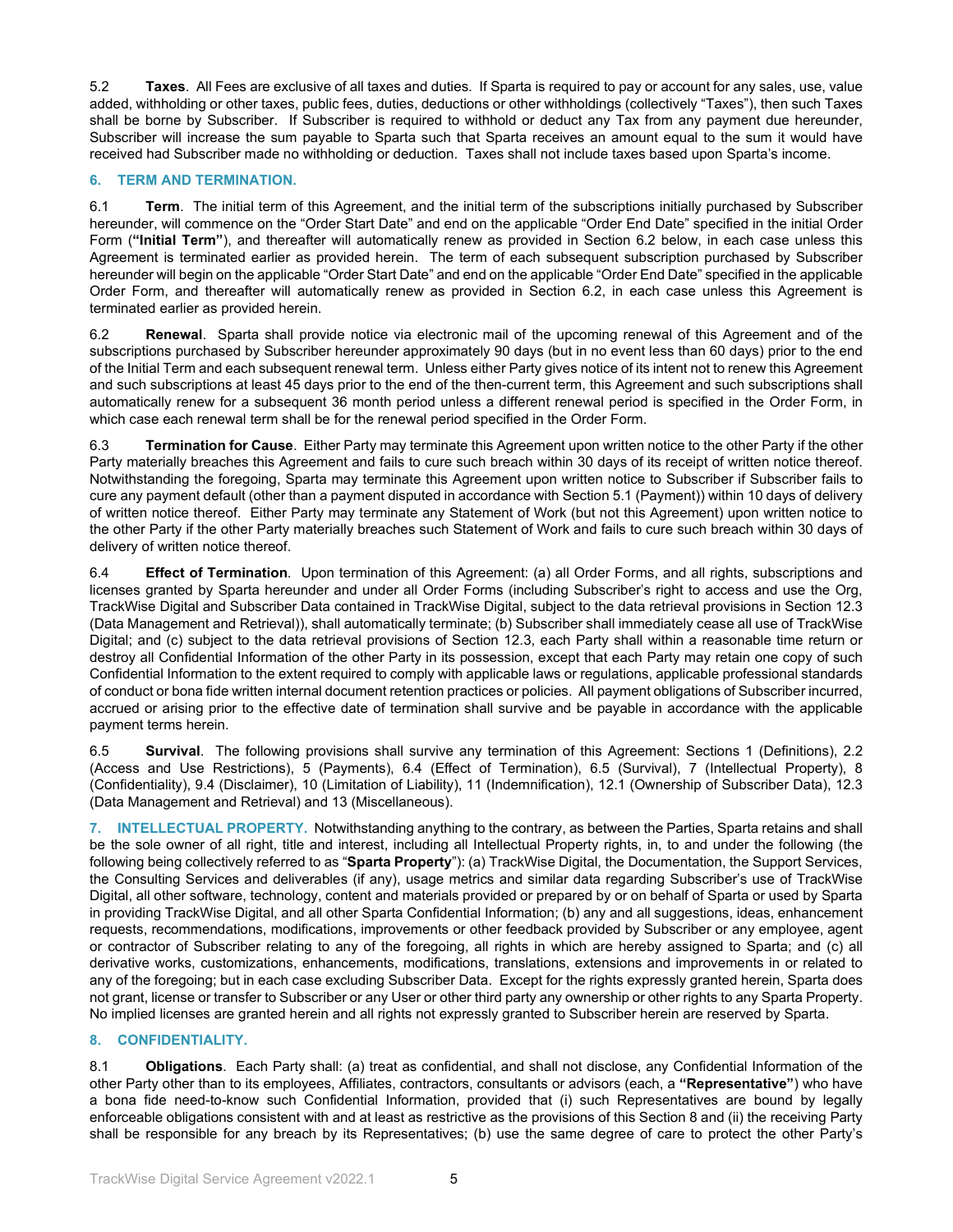5.2 **Taxes**. All Fees are exclusive of all taxes and duties. If Sparta is required to pay or account for any sales, use, value added, withholding or other taxes, public fees, duties, deductions or other withholdings (collectively "Taxes"), then such Taxes shall be borne by Subscriber. If Subscriber is required to withhold or deduct any Tax from any payment due hereunder, Subscriber will increase the sum payable to Sparta such that Sparta receives an amount equal to the sum it would have received had Subscriber made no withholding or deduction. Taxes shall not include taxes based upon Sparta's income.

## 6. TERM AND TERMINATION.

6.1 **Term**. The initial term of this Agreement, and the initial term of the subscriptions initially purchased by Subscriber hereunder, will commence on the "Order Start Date" and end on the applicable "Order End Date" specified in the initial Order Form (**"Initial Term"**), and thereafter will automatically renew as provided in Section 6.2 below, in each case unless this Agreement is terminated earlier as provided herein. The term of each subsequent subscription purchased by Subscriber hereunder will begin on the applicable "Order Start Date" and end on the applicable "Order End Date" specified in the applicable Order Form, and thereafter will automatically renew as provided in Section 6.2, in each case unless this Agreement is terminated earlier as provided herein.

6.2 **Renewal**. Sparta shall provide notice via electronic mail of the upcoming renewal of this Agreement and of the subscriptions purchased by Subscriber hereunder approximately 90 days (but in no event less than 60 days) prior to the end of the Initial Term and each subsequent renewal term. Unless either Party gives notice of its intent not to renew this Agreement and such subscriptions at least 45 days prior to the end of the then-current term, this Agreement and such subscriptions shall automatically renew for a subsequent 36 month period unless a different renewal period is specified in the Order Form, in which case each renewal term shall be for the renewal period specified in the Order Form.

6.3 **Termination for Cause**. Either Party may terminate this Agreement upon written notice to the other Party if the other Party materially breaches this Agreement and fails to cure such breach within 30 days of its receipt of written notice thereof. Notwithstanding the foregoing, Sparta may terminate this Agreement upon written notice to Subscriber if Subscriber fails to cure any payment default (other than a payment disputed in accordance with Section 5.1 (Payment)) within 10 days of delivery of written notice thereof. Either Party may terminate any Statement of Work (but not this Agreement) upon written notice to the other Party if the other Party materially breaches such Statement of Work and fails to cure such breach within 30 days of delivery of written notice thereof.

6.4 **Effect of Termination**. Upon termination of this Agreement: (a) all Order Forms, and all rights, subscriptions and licenses granted by Sparta hereunder and under all Order Forms (including Subscriber's right to access and use the Org, TrackWise Digital and Subscriber Data contained in TrackWise Digital, subject to the data retrieval provisions in Section 12.3 (Data Management and Retrieval)), shall automatically terminate; (b) Subscriber shall immediately cease all use of TrackWise Digital; and (c) subject to the data retrieval provisions of Section 12.3, each Party shall within a reasonable time return or destroy all Confidential Information of the other Party in its possession, except that each Party may retain one copy of such Confidential Information to the extent required to comply with applicable laws or regulations, applicable professional standards of conduct or bona fide written internal document retention practices or policies. All payment obligations of Subscriber incurred, accrued or arising prior to the effective date of termination shall survive and be payable in accordance with the applicable payment terms herein.

6.5 **Survival**. The following provisions shall survive any termination of this Agreement: Sections 1 (Definitions), 2.2 (Access and Use Restrictions), 5 (Payments), 6.4 (Effect of Termination), 6.5 (Survival), 7 (Intellectual Property), 8 (Confidentiality), 9.4 (Disclaimer), 10 (Limitation of Liability), 11 (Indemnification), 12.1 (Ownership of Subscriber Data), 12.3 (Data Management and Retrieval) and 13 (Miscellaneous).

## 7. INTELLECTUAL PROPERTY.

Notwithstanding anything to the contrary, as between the Parties, Sparta retains and shall be the sole owner of all right, title and interest, including all Intellectual Property rights, in, to and under the following (the following being collectively referred to as "**Sparta Property**"): (a) TrackWise Digital, the Documentation, the Support Services, the Consulting Services and deliverables (if any), usage metrics and similar data regarding Subscriber's use of TrackWise Digital, all other software, technology, content and materials provided or prepared by or on behalf of Sparta or used by Sparta in providing TrackWise Digital, and all other Sparta Confidential Information; (b) any and all suggestions, ideas, enhancement requests, recommendations, modifications, improvements or other feedback provided by Subscriber or any employee, agent or contractor of Subscriber relating to any of the foregoing, all rights in which are hereby assigned to Sparta; and (c) all derivative works, customizations, enhancements, modifications, translations, extensions and improvements in or related to any of the foregoing; but in each case excluding Subscriber Data. Except for the rights expressly granted herein, Sparta does not grant, license or transfer to Subscriber or any User or other third party any ownership or other rights to any Sparta Property. No implied licenses are granted herein and all rights not expressly granted to Subscriber herein are reserved by Sparta.

## 8. CONFIDENTIALITY.

8.1 **Obligations**. Each Party shall: (a) treat as confidential, and shall not disclose, any Confidential Information of the other Party other than to its employees, Affiliates, contractors, consultants or advisors (each, a **"Representative"**) who have a bona fide need-to-know such Confidential Information, provided that (i) such Representatives are bound by legally enforceable obligations consistent with and at least as restrictive as the provisions of this Section 8 and (ii) the receiving Party shall be responsible for any breach by its Representatives; (b) use the same degree of care to protect the other Party's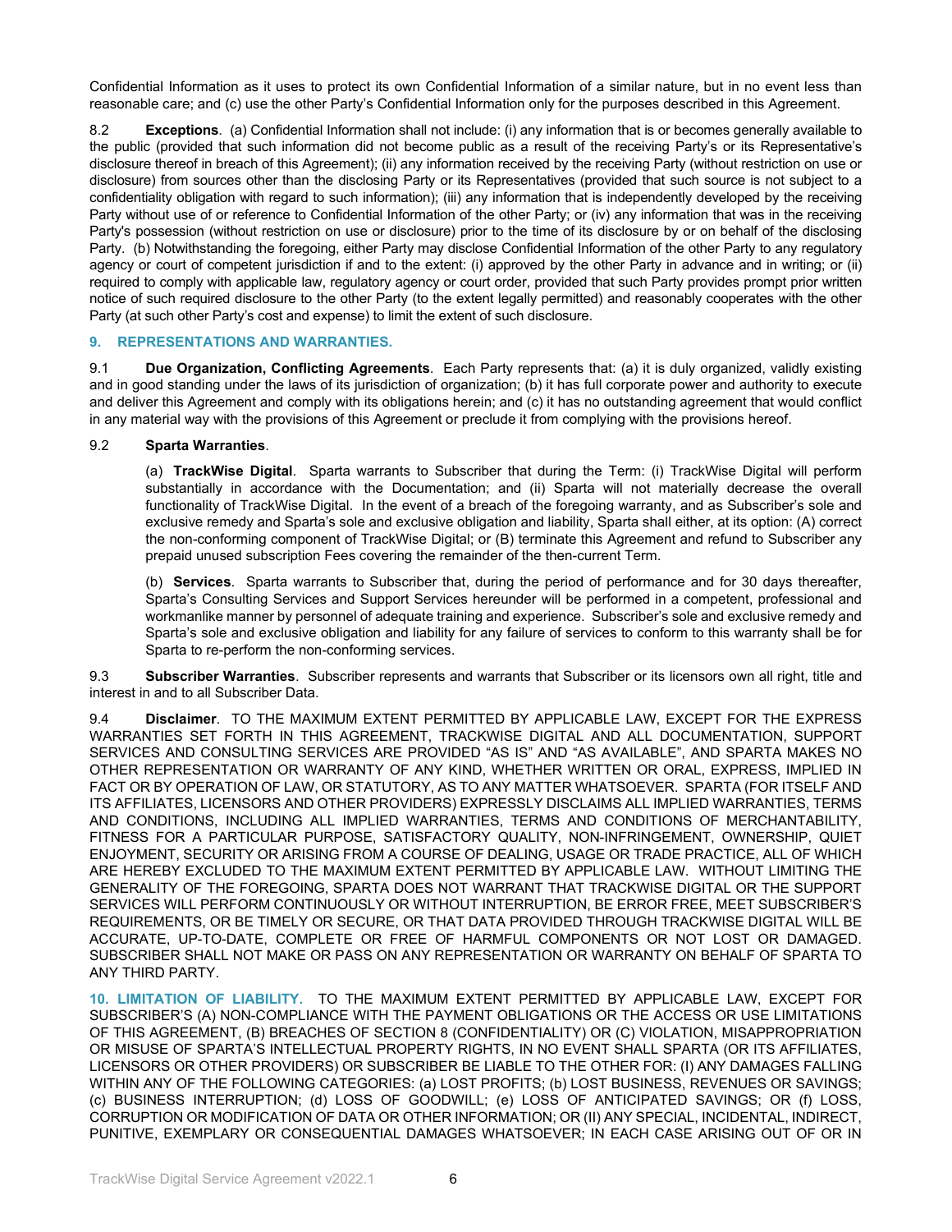Confidential Information as it uses to protect its own Confidential Information of a similar nature, but in no event less than reasonable care; and (c) use the other Party's Confidential Information only for the purposes described in this Agreement.

8.2 **Exceptions**. (a) Confidential Information shall not include: (i) any information that is or becomes generally available to the public (provided that such information did not become public as a result of the receiving Party's or its Representative's disclosure thereof in breach of this Agreement); (ii) any information received by the receiving Party (without restriction on use or disclosure) from sources other than the disclosing Party or its Representatives (provided that such source is not subject to a confidentiality obligation with regard to such information); (iii) any information that is independently developed by the receiving Party without use of or reference to Confidential Information of the other Party; or (iv) any information that was in the receiving Party's possession (without restriction on use or disclosure) prior to the time of its disclosure by or on behalf of the disclosing Party. (b) Notwithstanding the foregoing, either Party may disclose Confidential Information of the other Party to any regulatory agency or court of competent jurisdiction if and to the extent: (i) approved by the other Party in advance and in writing; or (ii) required to comply with applicable law, regulatory agency or court order, provided that such Party provides prompt prior written notice of such required disclosure to the other Party (to the extent legally permitted) and reasonably cooperates with the other Party (at such other Party's cost and expense) to limit the extent of such disclosure.

## 9. REPRESENTATIONS AND WARRANTIES.

9.1 **Due Organization, Conflicting Agreements**. Each Party represents that: (a) it is duly organized, validly existing and in good standing under the laws of its jurisdiction of organization; (b) it has full corporate power and authority to execute and deliver this Agreement and comply with its obligations herein; and (c) it has no outstanding agreement that would conflict in any material way with the provisions of this Agreement or preclude it from complying with the provisions hereof.

9.2 **Sparta Warranties**.

(a) **TrackWise Digital**. Sparta warrants to Subscriber that during the Term: (i) TrackWise Digital will perform substantially in accordance with the Documentation; and (ii) Sparta will not materially decrease the overall functionality of TrackWise Digital. In the event of a breach of the foregoing warranty, and as Subscriber's sole and exclusive remedy and Sparta's sole and exclusive obligation and liability, Sparta shall either, at its option: (A) correct the non-conforming component of TrackWise Digital; or (B) terminate this Agreement and refund to Subscriber any prepaid unused subscription Fees covering the remainder of the then-current Term.

(b) **Services**. Sparta warrants to Subscriber that, during the period of performance and for 30 days thereafter, Sparta's Consulting Services and Support Services hereunder will be performed in a competent, professional and workmanlike manner by personnel of adequate training and experience. Subscriber's sole and exclusive remedy and Sparta's sole and exclusive obligation and liability for any failure of services to conform to this warranty shall be for Sparta to re-perform the non-conforming services.

9.3 **Subscriber Warranties**. Subscriber represents and warrants that Subscriber or its licensors own all right, title and interest in and to all Subscriber Data.

9.4 **Disclaimer**. TO THE MAXIMUM EXTENT PERMITTED BY APPLICABLE LAW, EXCEPT FOR THE EXPRESS WARRANTIES SET FORTH IN THIS AGREEMENT, TRACKWISE DIGITAL AND ALL DOCUMENTATION, SUPPORT SERVICES AND CONSULTING SERVICES ARE PROVIDED "AS IS" AND "AS AVAILABLE", AND SPARTA MAKES NO OTHER REPRESENTATION OR WARRANTY OF ANY KIND, WHETHER WRITTEN OR ORAL, EXPRESS, IMPLIED IN FACT OR BY OPERATION OF LAW, OR STATUTORY, AS TO ANY MATTER WHATSOEVER. SPARTA (FOR ITSELF AND ITS AFFILIATES, LICENSORS AND OTHER PROVIDERS) EXPRESSLY DISCLAIMS ALL IMPLIED WARRANTIES, TERMS AND CONDITIONS, INCLUDING ALL IMPLIED WARRANTIES, TERMS AND CONDITIONS OF MERCHANTABILITY, FITNESS FOR A PARTICULAR PURPOSE, SATISFACTORY QUALITY, NON-INFRINGEMENT, OWNERSHIP, QUIET ENJOYMENT, SECURITY OR ARISING FROM A COURSE OF DEALING, USAGE OR TRADE PRACTICE, ALL OF WHICH ARE HEREBY EXCLUDED TO THE MAXIMUM EXTENT PERMITTED BY APPLICABLE LAW. WITHOUT LIMITING THE GENERALITY OF THE FOREGOING, SPARTA DOES NOT WARRANT THAT TRACKWISE DIGITAL OR THE SUPPORT SERVICES WILL PERFORM CONTINUOUSLY OR WITHOUT INTERRUPTION, BE ERROR FREE, MEET SUBSCRIBER'S REQUIREMENTS, OR BE TIMELY OR SECURE, OR THAT DATA PROVIDED THROUGH TRACKWISE DIGITAL WILL BE ACCURATE, UP-TO-DATE, COMPLETE OR FREE OF HARMFUL COMPONENTS OR NOT LOST OR DAMAGED. SUBSCRIBER SHALL NOT MAKE OR PASS ON ANY REPRESENTATION OR WARRANTY ON BEHALF OF SPARTA TO ANY THIRD PARTY.

**10. LIMITATION OF LIABILITY.** TO THE MAXIMUM EXTENT PERMITTED BY APPLICABLE LAW, EXCEPT FOR SUBSCRIBER'S (A) NON-COMPLIANCE WITH THE PAYMENT OBLIGATIONS OR THE ACCESS OR USE LIMITATIONS OF THIS AGREEMENT, (B) BREACHES OF SECTION 8 (CONFIDENTIALITY) OR (C) VIOLATION, MISAPPROPRIATION OR MISUSE OF SPARTA'S INTELLECTUAL PROPERTY RIGHTS, IN NO EVENT SHALL SPARTA (OR ITS AFFILIATES, LICENSORS OR OTHER PROVIDERS) OR SUBSCRIBER BE LIABLE TO THE OTHER FOR: (I) ANY DAMAGES FALLING WITHIN ANY OF THE FOLLOWING CATEGORIES: (a) LOST PROFITS; (b) LOST BUSINESS, REVENUES OR SAVINGS; (c) BUSINESS INTERRUPTION; (d) LOSS OF GOODWILL; (e) LOSS OF ANTICIPATED SAVINGS; OR (f) LOSS, CORRUPTION OR MODIFICATION OF DATA OR OTHER INFORMATION; OR (II) ANY SPECIAL, INCIDENTAL, INDIRECT, PUNITIVE, EXEMPLARY OR CONSEQUENTIAL DAMAGES WHATSOEVER; IN EACH CASE ARISING OUT OF OR IN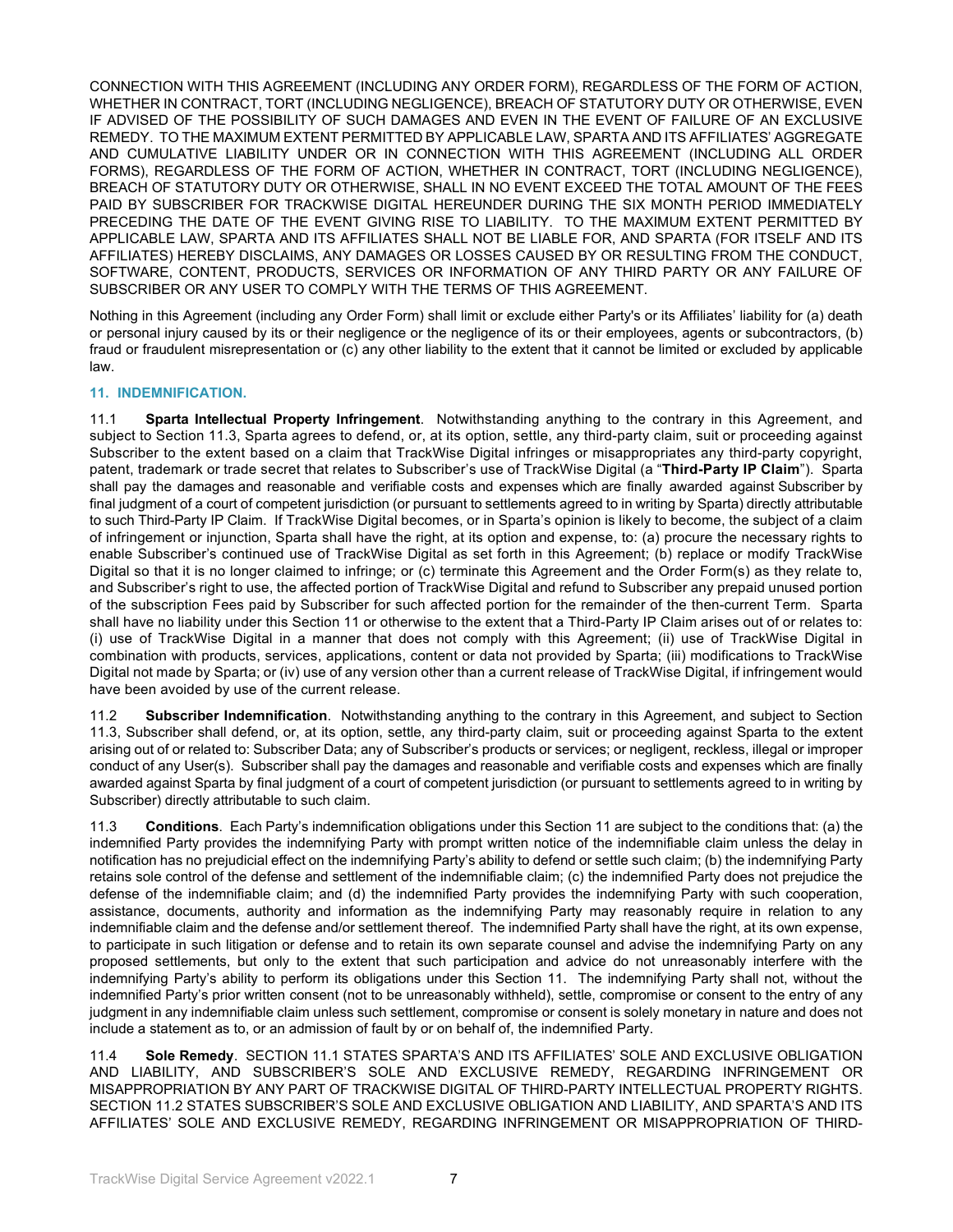CONNECTION WITH THIS AGREEMENT (INCLUDING ANY ORDER FORM), REGARDLESS OF THE FORM OF ACTION, WHETHER IN CONTRACT, TORT (INCLUDING NEGLIGENCE), BREACH OF STATUTORY DUTY OR OTHERWISE, EVEN IF ADVISED OF THE POSSIBILITY OF SUCH DAMAGES AND EVEN IN THE EVENT OF FAILURE OF AN EXCLUSIVE REMEDY. TO THE MAXIMUM EXTENT PERMITTED BY APPLICABLE LAW, SPARTA AND ITS AFFILIATES' AGGREGATE AND CUMULATIVE LIABILITY UNDER OR IN CONNECTION WITH THIS AGREEMENT (INCLUDING ALL ORDER FORMS), REGARDLESS OF THE FORM OF ACTION, WHETHER IN CONTRACT, TORT (INCLUDING NEGLIGENCE), BREACH OF STATUTORY DUTY OR OTHERWISE, SHALL IN NO EVENT EXCEED THE TOTAL AMOUNT OF THE FEES PAID BY SUBSCRIBER FOR TRACKWISE DIGITAL HEREUNDER DURING THE SIX MONTH PERIOD IMMEDIATELY PRECEDING THE DATE OF THE EVENT GIVING RISE TO LIABILITY. TO THE MAXIMUM EXTENT PERMITTED BY APPLICABLE LAW, SPARTA AND ITS AFFILIATES SHALL NOT BE LIABLE FOR, AND SPARTA (FOR ITSELF AND ITS AFFILIATES) HEREBY DISCLAIMS, ANY DAMAGES OR LOSSES CAUSED BY OR RESULTING FROM THE CONDUCT, SOFTWARE, CONTENT, PRODUCTS, SERVICES OR INFORMATION OF ANY THIRD PARTY OR ANY FAILURE OF SUBSCRIBER OR ANY USER TO COMPLY WITH THE TERMS OF THIS AGREEMENT.

Nothing in this Agreement (including any Order Form) shall limit or exclude either Party's or its Affiliates' liability for (a) death or personal injury caused by its or their negligence or the negligence of its or their employees, agents or subcontractors, (b) fraud or fraudulent misrepresentation or (c) any other liability to the extent that it cannot be limited or excluded by applicable law.

## 11. INDEMNIFICATION.

11.1 **Sparta Intellectual Property Infringement**. Notwithstanding anything to the contrary in this Agreement, and subject to Section 11.3, Sparta agrees to defend, or, at its option, settle, any third-party claim, suit or proceeding against Subscriber to the extent based on a claim that TrackWise Digital infringes or misappropriates any third-party copyright, patent, trademark or trade secret that relates to Subscriber's use of TrackWise Digital (a "**Third-Party IP Claim**"). Sparta shall pay the damages and reasonable and verifiable costs and expenses which are finally awarded against Subscriber by final judgment of a court of competent jurisdiction (or pursuant to settlements agreed to in writing by Sparta) directly attributable to such Third-Party IP Claim. If TrackWise Digital becomes, or in Sparta's opinion is likely to become, the subject of a claim of infringement or injunction, Sparta shall have the right, at its option and expense, to: (a) procure the necessary rights to enable Subscriber's continued use of TrackWise Digital as set forth in this Agreement; (b) replace or modify TrackWise Digital so that it is no longer claimed to infringe; or (c) terminate this Agreement and the Order Form(s) as they relate to, and Subscriber's right to use, the affected portion of TrackWise Digital and refund to Subscriber any prepaid unused portion of the subscription Fees paid by Subscriber for such affected portion for the remainder of the then-current Term. Sparta shall have no liability under this Section 11 or otherwise to the extent that a Third-Party IP Claim arises out of or relates to: (i) use of TrackWise Digital in a manner that does not comply with this Agreement; (ii) use of TrackWise Digital in combination with products, services, applications, content or data not provided by Sparta; (iii) modifications to TrackWise Digital not made by Sparta; or (iv) use of any version other than a current release of TrackWise Digital, if infringement would have been avoided by use of the current release.

11.2 **Subscriber Indemnification**. Notwithstanding anything to the contrary in this Agreement, and subject to Section 11.3, Subscriber shall defend, or, at its option, settle, any third-party claim, suit or proceeding against Sparta to the extent arising out of or related to: Subscriber Data; any of Subscriber's products or services; or negligent, reckless, illegal or improper conduct of any User(s). Subscriber shall pay the damages and reasonable and verifiable costs and expenses which are finally awarded against Sparta by final judgment of a court of competent jurisdiction (or pursuant to settlements agreed to in writing by Subscriber) directly attributable to such claim.

11.3 **Conditions**. Each Party's indemnification obligations under this Section 11 are subject to the conditions that: (a) the indemnified Party provides the indemnifying Party with prompt written notice of the indemnifiable claim unless the delay in notification has no prejudicial effect on the indemnifying Party's ability to defend or settle such claim; (b) the indemnifying Party retains sole control of the defense and settlement of the indemnifiable claim; (c) the indemnified Party does not prejudice the defense of the indemnifiable claim; and (d) the indemnified Party provides the indemnifying Party with such cooperation, assistance, documents, authority and information as the indemnifying Party may reasonably require in relation to any indemnifiable claim and the defense and/or settlement thereof. The indemnified Party shall have the right, at its own expense, to participate in such litigation or defense and to retain its own separate counsel and advise the indemnifying Party on any proposed settlements, but only to the extent that such participation and advice do not unreasonably interfere with the indemnifying Party's ability to perform its obligations under this Section 11. The indemnifying Party shall not, without the indemnified Party's prior written consent (not to be unreasonably withheld), settle, compromise or consent to the entry of any judgment in any indemnifiable claim unless such settlement, compromise or consent is solely monetary in nature and does not include a statement as to, or an admission of fault by or on behalf of, the indemnified Party.

11.4 **Sole Remedy**. SECTION 11.1 STATES SPARTA'S AND ITS AFFILIATES' SOLE AND EXCLUSIVE OBLIGATION AND LIABILITY, AND SUBSCRIBER'S SOLE AND EXCLUSIVE REMEDY, REGARDING INFRINGEMENT OR MISAPPROPRIATION BY ANY PART OF TRACKWISE DIGITAL OF THIRD-PARTY INTELLECTUAL PROPERTY RIGHTS. SECTION 11.2 STATES SUBSCRIBER'S SOLE AND EXCLUSIVE OBLIGATION AND LIABILITY, AND SPARTA'S AND ITS AFFILIATES' SOLE AND EXCLUSIVE REMEDY, REGARDING INFRINGEMENT OR MISAPPROPRIATION OF THIRD-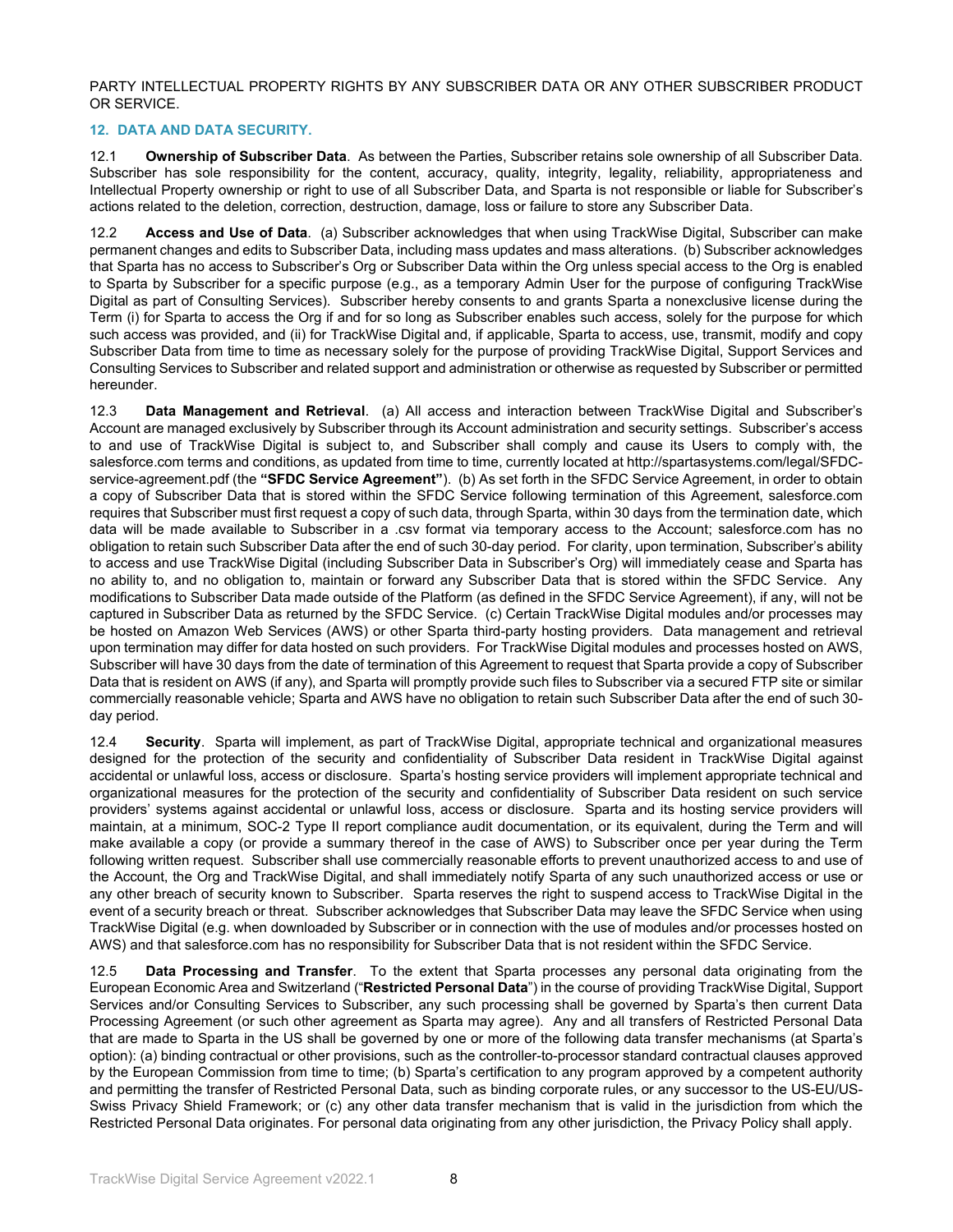PARTY INTELLECTUAL PROPERTY RIGHTS BY ANY SUBSCRIBER DATA OR ANY OTHER SUBSCRIBER PRODUCT OR SERVICE.

## 12. DATA AND DATA SECURITY.

12.1 **Ownership of Subscriber Data**. As between the Parties, Subscriber retains sole ownership of all Subscriber Data. Subscriber has sole responsibility for the content, accuracy, quality, integrity, legality, reliability, appropriateness and Intellectual Property ownership or right to use of all Subscriber Data, and Sparta is not responsible or liable for Subscriber's actions related to the deletion, correction, destruction, damage, loss or failure to store any Subscriber Data.

12.2 **Access and Use of Data**. (a) Subscriber acknowledges that when using TrackWise Digital, Subscriber can make permanent changes and edits to Subscriber Data, including mass updates and mass alterations. (b) Subscriber acknowledges that Sparta has no access to Subscriber's Org or Subscriber Data within the Org unless special access to the Org is enabled to Sparta by Subscriber for a specific purpose (e.g., as a temporary Admin User for the purpose of configuring TrackWise Digital as part of Consulting Services). Subscriber hereby consents to and grants Sparta a nonexclusive license during the Term (i) for Sparta to access the Org if and for so long as Subscriber enables such access, solely for the purpose for which such access was provided, and (ii) for TrackWise Digital and, if applicable, Sparta to access, use, transmit, modify and copy Subscriber Data from time to time as necessary solely for the purpose of providing TrackWise Digital, Support Services and Consulting Services to Subscriber and related support and administration or otherwise as requested by Subscriber or permitted hereunder.

12.3 **Data Management and Retrieval**. (a) All access and interaction between TrackWise Digital and Subscriber's Account are managed exclusively by Subscriber through its Account administration and security settings. Subscriber's access to and use of TrackWise Digital is subject to, and Subscriber shall comply and cause its Users to comply with, the salesforce.com terms and conditions, as updated from time to time, currently located at http://spartasystems.com/legal/SFDC-service-agreement.pdf (the **"SFDC Service Agreement"**). (b) As set forth in the SFDC Service Agreement, in order to obtain a copy of Subscriber Data that is stored within the SFDC Service following termination of this Agreement, salesforce.com requires that Subscriber must first request a copy of such data, through Sparta, within 30 days from the termination date, which data will be made available to Subscriber in a .csv format via temporary access to the Account; salesforce.com has no obligation to retain such Subscriber Data after the end of such 30-day period. For clarity, upon termination, Subscriber's ability to access and use TrackWise Digital (including Subscriber Data in Subscriber's Org) will immediately cease and Sparta has no ability to, and no obligation to, maintain or forward any Subscriber Data that is stored within the SFDC Service. Any modifications to Subscriber Data made outside of the Platform (as defined in the SFDC Service Agreement), if any, will not be captured in Subscriber Data as returned by the SFDC Service. (c) Certain TrackWise Digital modules and/or processes may be hosted on Amazon Web Services (AWS) or other Sparta third-party hosting providers. Data management and retrieval upon termination may differ for data hosted on such providers. For TrackWise Digital modules and processes hosted on AWS, Subscriber will have 30 days from the date of termination of this Agreement to request that Sparta provide a copy of Subscriber Data that is resident on AWS (if any), and Sparta will promptly provide such files to Subscriber via a secured FTP site or similar commercially reasonable vehicle; Sparta and AWS have no obligation to retain such Subscriber Data after the end of such 30-day period.

12.4 **Security**. Sparta will implement, as part of TrackWise Digital, appropriate technical and organizational measures designed for the protection of the security and confidentiality of Subscriber Data resident in TrackWise Digital against accidental or unlawful loss, access or disclosure. Sparta's hosting service providers will implement appropriate technical and organizational measures for the protection of the security and confidentiality of Subscriber Data resident on such service providers' systems against accidental or unlawful loss, access or disclosure. Sparta and its hosting service providers will maintain, at a minimum, SOC-2 Type II report compliance audit documentation, or its equivalent, during the Term and will make available a copy (or provide a summary thereof in the case of AWS) to Subscriber once per year during the Term following written request. Subscriber shall use commercially reasonable efforts to prevent unauthorized access to and use of the Account, the Org and TrackWise Digital, and shall immediately notify Sparta of any such unauthorized access or use or any other breach of security known to Subscriber. Sparta reserves the right to suspend access to TrackWise Digital in the event of a security breach or threat. Subscriber acknowledges that Subscriber Data may leave the SFDC Service when using TrackWise Digital (e.g. when downloaded by Subscriber or in connection with the use of modules and/or processes hosted on AWS) and that salesforce.com has no responsibility for Subscriber Data that is not resident within the SFDC Service.

12.5 **Data Processing and Transfer**. To the extent that Sparta processes any personal data originating from the European Economic Area and Switzerland ("**Restricted Personal Data**") in the course of providing TrackWise Digital, Support Services and/or Consulting Services to Subscriber, any such processing shall be governed by Sparta's then current Data Processing Agreement (or such other agreement as Sparta may agree). Any and all transfers of Restricted Personal Data that are made to Sparta in the US shall be governed by one or more of the following data transfer mechanisms (at Sparta's option): (a) binding contractual or other provisions, such as the controller-to-processor standard contractual clauses approved by the European Commission from time to time; (b) Sparta's certification to any program approved by a competent authority and permitting the transfer of Restricted Personal Data, such as binding corporate rules, or any successor to the US-EU/US-Swiss Privacy Shield Framework; or (c) any other data transfer mechanism that is valid in the jurisdiction from which the Restricted Personal Data originates. For personal data originating from any other jurisdiction, the Privacy Policy shall apply.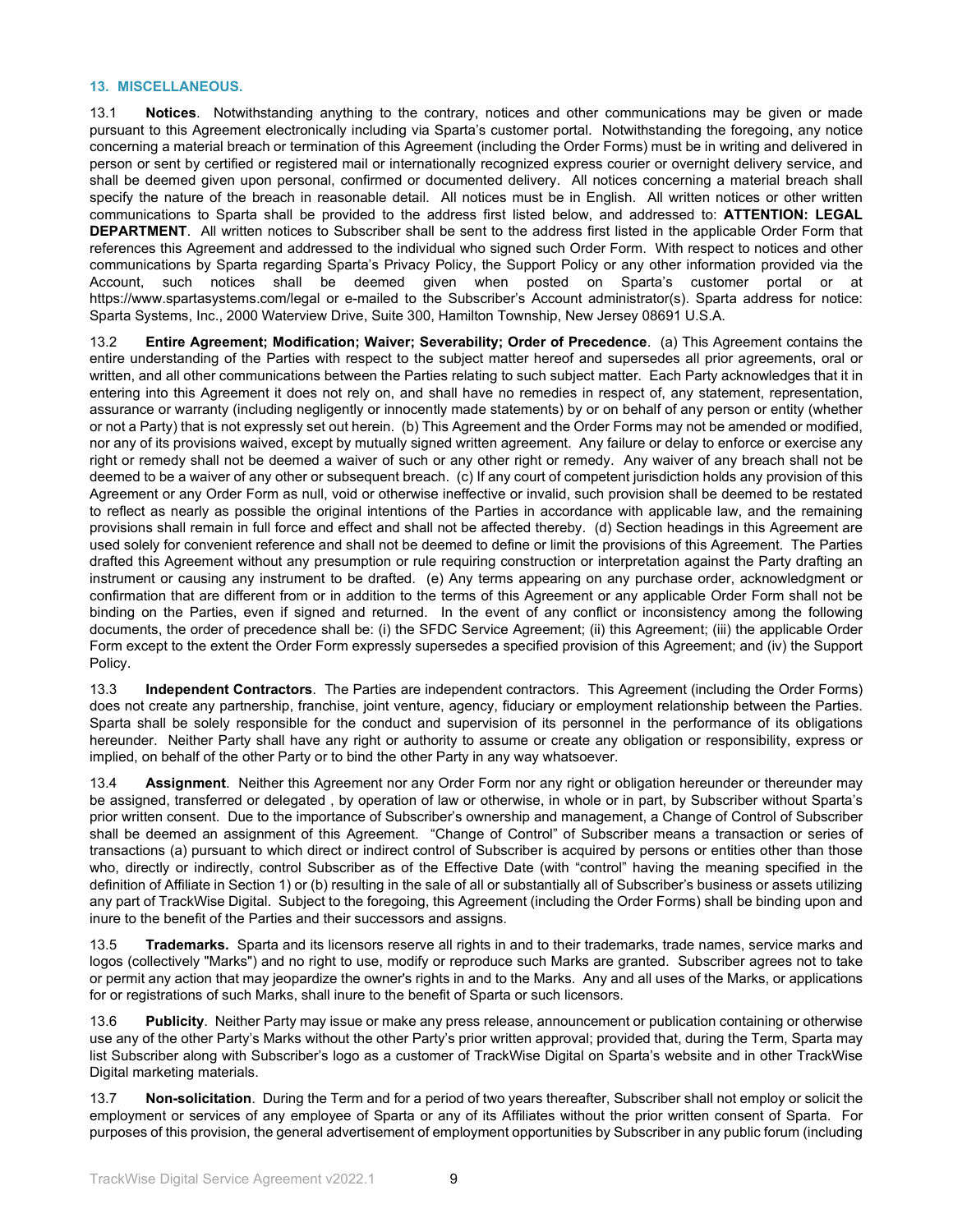## 13. MISCELLANEOUS.

13.1 **Notices**. Notwithstanding anything to the contrary, notices and other communications may be given or made pursuant to this Agreement electronically including via Sparta's customer portal. Notwithstanding the foregoing, any notice concerning a material breach or termination of this Agreement (including the Order Forms) must be in writing and delivered in person or sent by certified or registered mail or internationally recognized express courier or overnight delivery service, and shall be deemed given upon personal, confirmed or documented delivery. All notices concerning a material breach shall specify the nature of the breach in reasonable detail. All notices must be in English. All written notices or other written communications to Sparta shall be provided to the address first listed below, and addressed to: **ATTENTION: LEGAL DEPARTMENT**. All written notices to Subscriber shall be sent to the address first listed in the applicable Order Form that references this Agreement and addressed to the individual who signed such Order Form. With respect to notices and other communications by Sparta regarding Sparta's Privacy Policy, the Support Policy or any other information provided via the Account, such notices shall be deemed given when posted on Sparta's customer portal or at https://www.spartasystems.com/legal or e-mailed to the Subscriber's Account administrator(s). Sparta address for notice: Sparta Systems, Inc., 2000 Waterview Drive, Suite 300, Hamilton Township, New Jersey 08691 U.S.A.

13.2 **Entire Agreement; Modification; Waiver; Severability; Order of Precedence**. (a) This Agreement contains the entire understanding of the Parties with respect to the subject matter hereof and supersedes all prior agreements, oral or written, and all other communications between the Parties relating to such subject matter. Each Party acknowledges that it in entering into this Agreement it does not rely on, and shall have no remedies in respect of, any statement, representation, assurance or warranty (including negligently or innocently made statements) by or on behalf of any person or entity (whether or not a Party) that is not expressly set out herein. (b) This Agreement and the Order Forms may not be amended or modified, nor any of its provisions waived, except by mutually signed written agreement. Any failure or delay to enforce or exercise any right or remedy shall not be deemed a waiver of such or any other right or remedy. Any waiver of any breach shall not be deemed to be a waiver of any other or subsequent breach. (c) If any court of competent jurisdiction holds any provision of this Agreement or any Order Form as null, void or otherwise ineffective or invalid, such provision shall be deemed to be restated to reflect as nearly as possible the original intentions of the Parties in accordance with applicable law, and the remaining provisions shall remain in full force and effect and shall not be affected thereby. (d) Section headings in this Agreement are used solely for convenient reference and shall not be deemed to define or limit the provisions of this Agreement. The Parties drafted this Agreement without any presumption or rule requiring construction or interpretation against the Party drafting an instrument or causing any instrument to be drafted. (e) Any terms appearing on any purchase order, acknowledgment or confirmation that are different from or in addition to the terms of this Agreement or any applicable Order Form shall not be binding on the Parties, even if signed and returned. In the event of any conflict or inconsistency among the following documents, the order of precedence shall be: (i) the SFDC Service Agreement; (ii) this Agreement; (iii) the applicable Order Form except to the extent the Order Form expressly supersedes a specified provision of this Agreement; and (iv) the Support Policy.

13.3 **Independent Contractors**. The Parties are independent contractors. This Agreement (including the Order Forms) does not create any partnership, franchise, joint venture, agency, fiduciary or employment relationship between the Parties. Sparta shall be solely responsible for the conduct and supervision of its personnel in the performance of its obligations hereunder. Neither Party shall have any right or authority to assume or create any obligation or responsibility, express or implied, on behalf of the other Party or to bind the other Party in any way whatsoever.

13.4 **Assignment**. Neither this Agreement nor any Order Form nor any right or obligation hereunder or thereunder may be assigned, transferred or delegated , by operation of law or otherwise, in whole or in part, by Subscriber without Sparta's prior written consent. Due to the importance of Subscriber's ownership and management, a Change of Control of Subscriber shall be deemed an assignment of this Agreement. "Change of Control" of Subscriber means a transaction or series of transactions (a) pursuant to which direct or indirect control of Subscriber is acquired by persons or entities other than those who, directly or indirectly, control Subscriber as of the Effective Date (with "control" having the meaning specified in the definition of Affiliate in Section 1) or (b) resulting in the sale of all or substantially all of Subscriber's business or assets utilizing any part of TrackWise Digital. Subject to the foregoing, this Agreement (including the Order Forms) shall be binding upon and inure to the benefit of the Parties and their successors and assigns.

13.5 **Trademarks.** Sparta and its licensors reserve all rights in and to their trademarks, trade names, service marks and logos (collectively "Marks") and no right to use, modify or reproduce such Marks are granted. Subscriber agrees not to take or permit any action that may jeopardize the owner's rights in and to the Marks. Any and all uses of the Marks, or applications for or registrations of such Marks, shall inure to the benefit of Sparta or such licensors.

13.6 **Publicity**. Neither Party may issue or make any press release, announcement or publication containing or otherwise use any of the other Party's Marks without the other Party's prior written approval; provided that, during the Term, Sparta may list Subscriber along with Subscriber's logo as a customer of TrackWise Digital on Sparta's website and in other TrackWise Digital marketing materials.

13.7 **Non-solicitation**. During the Term and for a period of two years thereafter, Subscriber shall not employ or solicit the employment or services of any employee of Sparta or any of its Affiliates without the prior written consent of Sparta. For purposes of this provision, the general advertisement of employment opportunities by Subscriber in any public forum (including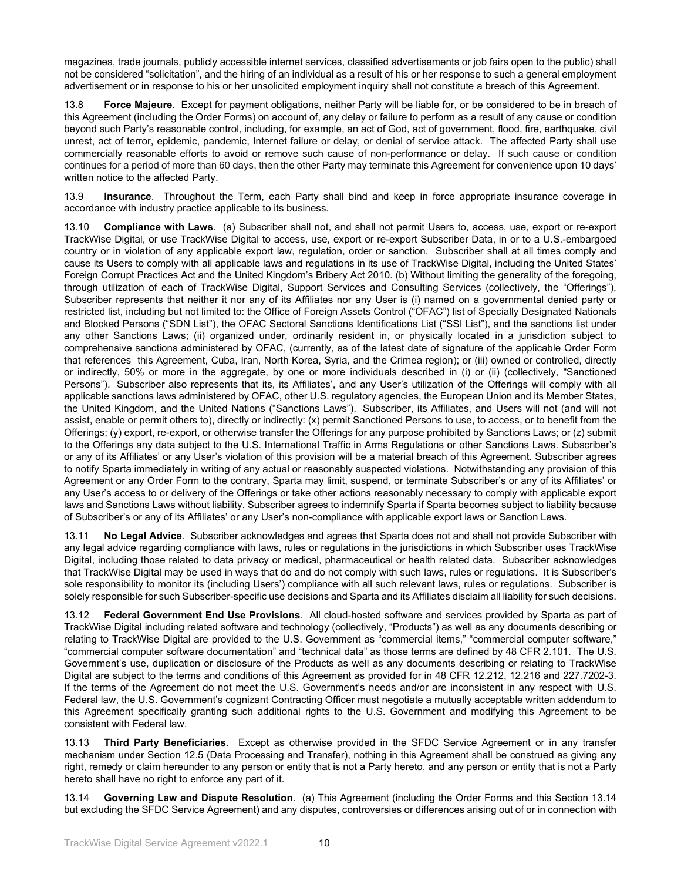magazines, trade journals, publicly accessible internet services, classified advertisements or job fairs open to the public) shall not be considered "solicitation", and the hiring of an individual as a result of his or her response to such a general employment advertisement or in response to his or her unsolicited employment inquiry shall not constitute a breach of this Agreement.

13.8 **Force Majeure**. Except for payment obligations, neither Party will be liable for, or be considered to be in breach of this Agreement (including the Order Forms) on account of, any delay or failure to perform as a result of any cause or condition beyond such Party's reasonable control, including, for example, an act of God, act of government, flood, fire, earthquake, civil unrest, act of terror, epidemic, pandemic, Internet failure or delay, or denial of service attack. The affected Party shall use commercially reasonable efforts to avoid or remove such cause of non-performance or delay. If such cause or condition continues for a period of more than 60 days, then the other Party may terminate this Agreement for convenience upon 10 days' written notice to the affected Party.

13.9 **Insurance**. Throughout the Term, each Party shall bind and keep in force appropriate insurance coverage in accordance with industry practice applicable to its business.

13.10 **Compliance with Laws**. (a) Subscriber shall not, and shall not permit Users to, access, use, export or re-export TrackWise Digital, or use TrackWise Digital to access, use, export or re-export Subscriber Data, in or to a U.S.-embargoed country or in violation of any applicable export law, regulation, order or sanction. Subscriber shall at all times comply and cause its Users to comply with all applicable laws and regulations in its use of TrackWise Digital, including the United States' Foreign Corrupt Practices Act and the United Kingdom's Bribery Act 2010. (b) Without limiting the generality of the foregoing, through utilization of each of TrackWise Digital, Support Services and Consulting Services (collectively, the "Offerings"), Subscriber represents that neither it nor any of its Affiliates nor any User is (i) named on a governmental denied party or restricted list, including but not limited to: the Office of Foreign Assets Control ("OFAC") list of Specially Designated Nationals and Blocked Persons ("SDN List"), the OFAC Sectoral Sanctions Identifications List ("SSI List"), and the sanctions list under any other Sanctions Laws; (ii) organized under, ordinarily resident in, or physically located in a jurisdiction subject to comprehensive sanctions administered by OFAC, (currently, as of the latest date of signature of the applicable Order Form that references this Agreement, Cuba, Iran, North Korea, Syria, and the Crimea region); or (iii) owned or controlled, directly or indirectly, 50% or more in the aggregate, by one or more individuals described in (i) or (ii) (collectively, "Sanctioned Persons"). Subscriber also represents that its, its Affiliates', and any User's utilization of the Offerings will comply with all applicable sanctions laws administered by OFAC, other U.S. regulatory agencies, the European Union and its Member States, the United Kingdom, and the United Nations ("Sanctions Laws"). Subscriber, its Affiliates, and Users will not (and will not assist, enable or permit others to), directly or indirectly: (x) permit Sanctioned Persons to use, to access, or to benefit from the Offerings; (y) export, re-export, or otherwise transfer the Offerings for any purpose prohibited by Sanctions Laws; or (z) submit to the Offerings any data subject to the U.S. International Traffic in Arms Regulations or other Sanctions Laws. Subscriber's or any of its Affiliates' or any User's violation of this provision will be a material breach of this Agreement. Subscriber agrees to notify Sparta immediately in writing of any actual or reasonably suspected violations. Notwithstanding any provision of this Agreement or any Order Form to the contrary, Sparta may limit, suspend, or terminate Subscriber's or any of its Affiliates' or any User's access to or delivery of the Offerings or take other actions reasonably necessary to comply with applicable export laws and Sanctions Laws without liability. Subscriber agrees to indemnify Sparta if Sparta becomes subject to liability because of Subscriber's or any of its Affiliates' or any User's non-compliance with applicable export laws or Sanction Laws.

13.11 **No Legal Advice**. Subscriber acknowledges and agrees that Sparta does not and shall not provide Subscriber with any legal advice regarding compliance with laws, rules or regulations in the jurisdictions in which Subscriber uses TrackWise Digital, including those related to data privacy or medical, pharmaceutical or health related data. Subscriber acknowledges that TrackWise Digital may be used in ways that do and do not comply with such laws, rules or regulations. It is Subscriber's sole responsibility to monitor its (including Users') compliance with all such relevant laws, rules or regulations. Subscriber is solely responsible for such Subscriber-specific use decisions and Sparta and its Affiliates disclaim all liability for such decisions.

13.12 **Federal Government End Use Provisions**. All cloud-hosted software and services provided by Sparta as part of TrackWise Digital including related software and technology (collectively, "Products") as well as any documents describing or relating to TrackWise Digital are provided to the U.S. Government as "commercial items," "commercial computer software," "commercial computer software documentation" and "technical data" as those terms are defined by 48 CFR 2.101. The U.S. Government's use, duplication or disclosure of the Products as well as any documents describing or relating to TrackWise Digital are subject to the terms and conditions of this Agreement as provided for in 48 CFR 12.212, 12.216 and 227.7202-3. If the terms of the Agreement do not meet the U.S. Government's needs and/or are inconsistent in any respect with U.S. Federal law, the U.S. Government's cognizant Contracting Officer must negotiate a mutually acceptable written addendum to this Agreement specifically granting such additional rights to the U.S. Government and modifying this Agreement to be consistent with Federal law.

13.13 **Third Party Beneficiaries**. Except as otherwise provided in the SFDC Service Agreement or in any transfer mechanism under Section 12.5 (Data Processing and Transfer), nothing in this Agreement shall be construed as giving any right, remedy or claim hereunder to any person or entity that is not a Party hereto, and any person or entity that is not a Party hereto shall have no right to enforce any part of it.

13.14 **Governing Law and Dispute Resolution**. (a) This Agreement (including the Order Forms and this Section 13.14 but excluding the SFDC Service Agreement) and any disputes, controversies or differences arising out of or in connection with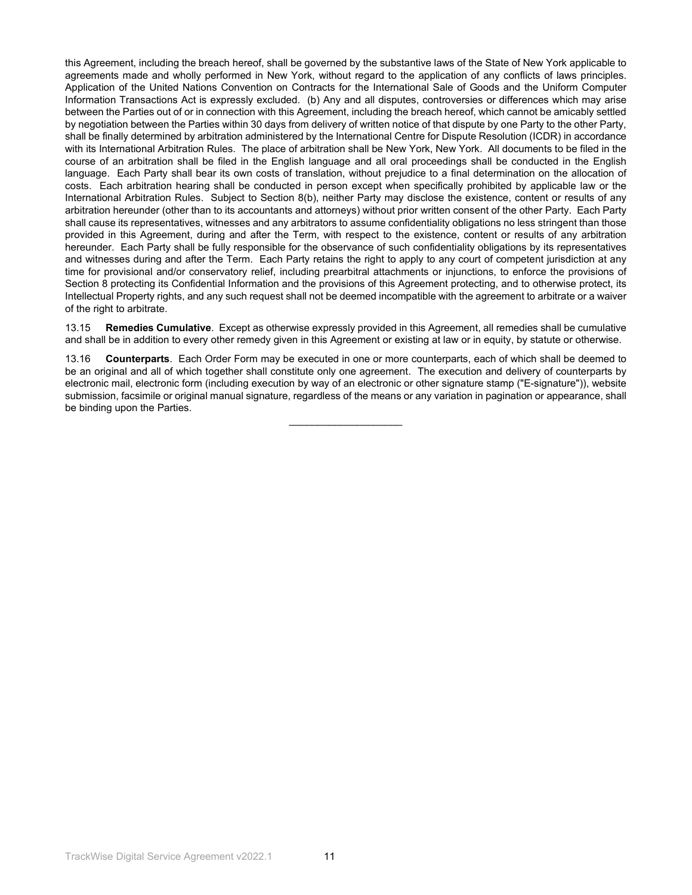this Agreement, including the breach hereof, shall be governed by the substantive laws of the State of New York applicable to agreements made and wholly performed in New York, without regard to the application of any conflicts of laws principles. Application of the United Nations Convention on Contracts for the International Sale of Goods and the Uniform Computer Information Transactions Act is expressly excluded. (b) Any and all disputes, controversies or differences which may arise between the Parties out of or in connection with this Agreement, including the breach hereof, which cannot be amicably settled by negotiation between the Parties within 30 days from delivery of written notice of that dispute by one Party to the other Party, shall be finally determined by arbitration administered by the International Centre for Dispute Resolution (ICDR) in accordance with its International Arbitration Rules. The place of arbitration shall be New York, New York. All documents to be filed in the course of an arbitration shall be filed in the English language and all oral proceedings shall be conducted in the English language. Each Party shall bear its own costs of translation, without prejudice to a final determination on the allocation of costs. Each arbitration hearing shall be conducted in person except when specifically prohibited by applicable law or the International Arbitration Rules. Subject to Section 8(b), neither Party may disclose the existence, content or results of any arbitration hereunder (other than to its accountants and attorneys) without prior written consent of the other Party. Each Party shall cause its representatives, witnesses and any arbitrators to assume confidentiality obligations no less stringent than those provided in this Agreement, during and after the Term, with respect to the existence, content or results of any arbitration hereunder. Each Party shall be fully responsible for the observance of such confidentiality obligations by its representatives and witnesses during and after the Term. Each Party retains the right to apply to any court of competent jurisdiction at any time for provisional and/or conservatory relief, including prearbitral attachments or injunctions, to enforce the provisions of Section 8 protecting its Confidential Information and the provisions of this Agreement protecting, and to otherwise protect, its Intellectual Property rights, and any such request shall not be deemed incompatible with the agreement to arbitrate or a waiver of the right to arbitrate.

13.15 **Remedies Cumulative**. Except as otherwise expressly provided in this Agreement, all remedies shall be cumulative and shall be in addition to every other remedy given in this Agreement or existing at law or in equity, by statute or otherwise.

13.16 **Counterparts**. Each Order Form may be executed in one or more counterparts, each of which shall be deemed to be an original and all of which together shall constitute only one agreement. The execution and delivery of counterparts by electronic mail, electronic form (including execution by way of an electronic or other signature stamp ("E-signature")), website submission, facsimile or original manual signature, regardless of the means or any variation in pagination or appearance, shall be binding upon the Parties.

\_\_\_\_\_\_\_\_\_\_\_\_\_\_\_\_\_\_\_\_